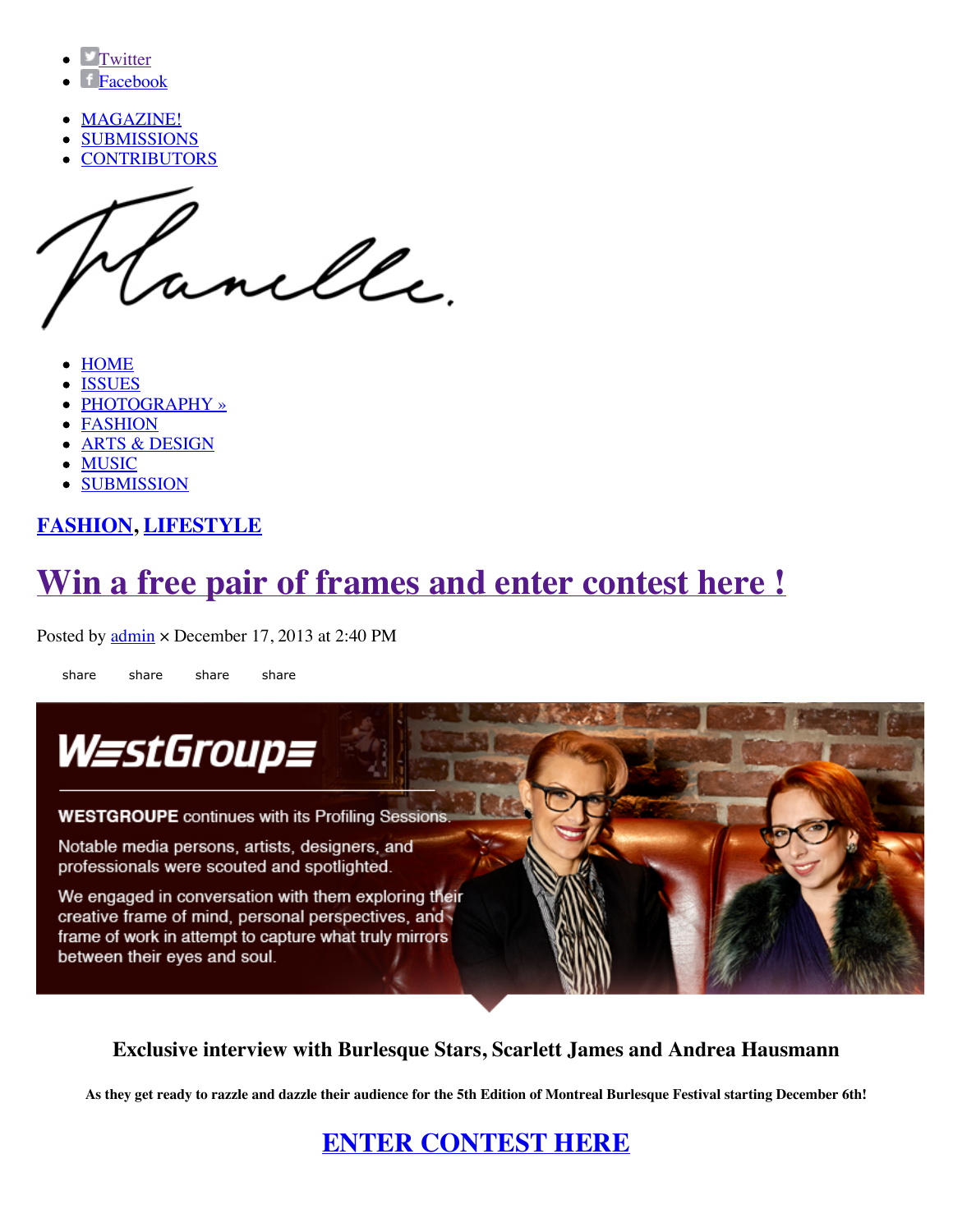- Twitter
- Facebook

- MAGAZINE!
- SUBMISSIONS
- CONTRIBUTORS

- HOME
- ISSUES
- PHOTOGRAPHY »
- FASHION
- ARTS & DESIGN
- MUSIC
- SUBMISSION

**FASHION, LIFESTYLE**

# Win a free pair of frames and enter contest here !

Posted by admin × December 17, 2013 at 2:40 PM

share share share share

WestGroupe

**WESTGROUPE** continues with its Profiling Sessions.

Notable media persons, artists, designers, and professionals were scouted and spotlighted.

We engaged in conversation with them exploring their creative frame of mind, personal perspectives, and frame of work in attempt to capture what truly mirrors between their eyes and soul.

### Exclusive interview with Burlesque Stars, Scarlett James and Andrea Hausmann

**As they get ready to razzle and dazzle their audience for the 5th Edition of Montreal Burlesque Festival starting December 6th!**

## ENTER CONTEST HERE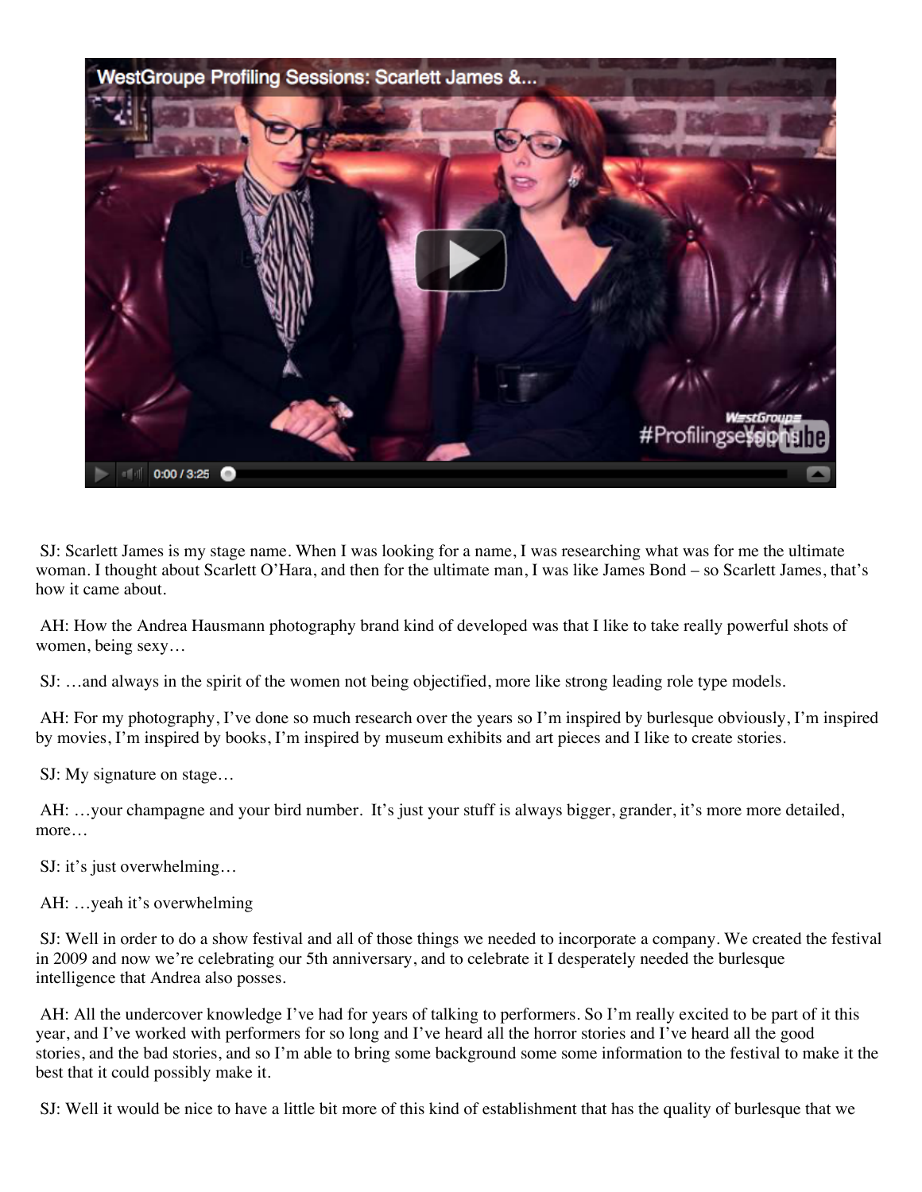SJ: Scarlett James is my stage name. When I was looking for a name, I was researching what was for me the ultimate woman. I thought about Scarlett O'Hara, and then for the ultimate man, I was like James Bond – so Scarlett James, that's how it came about.

AH: How the Andrea Hausmann photography brand kind of developed was that I like to take really powerful shots of women, being sexy…

SJ: …and always in the spirit of the women not being objectified, more like strong leading role type models.

AH: For my photography, I've done so much research over the years so I'm inspired by burlesque obviously, I'm inspired by movies, I'm inspired by books, I'm inspired by museum exhibits and art pieces and I like to create stories.

SJ: My signature on stage…

AH: …your champagne and your bird number.  It's just your stuff is always bigger, grander, it's more more detailed, more…

SJ: it's just overwhelming…

AH: …yeah it's overwhelming

SJ: Well in order to do a show festival and all of those things we needed to incorporate a company. We created the festival in 2009 and now we're celebrating our 5th anniversary, and to celebrate it I desperately needed the burlesque intelligence that Andrea also posses.

AH: All the undercover knowledge I've had for years of talking to performers. So I'm really excited to be part of it this year, and I've worked with performers for so long and I've heard all the horror stories and I've heard all the good stories, and the bad stories, and so I'm able to bring some background some some information to the festival to make it the best that it could possibly make it.

SJ: Well it would be nice to have a little bit more of this kind of establishment that has the quality of burlesque that we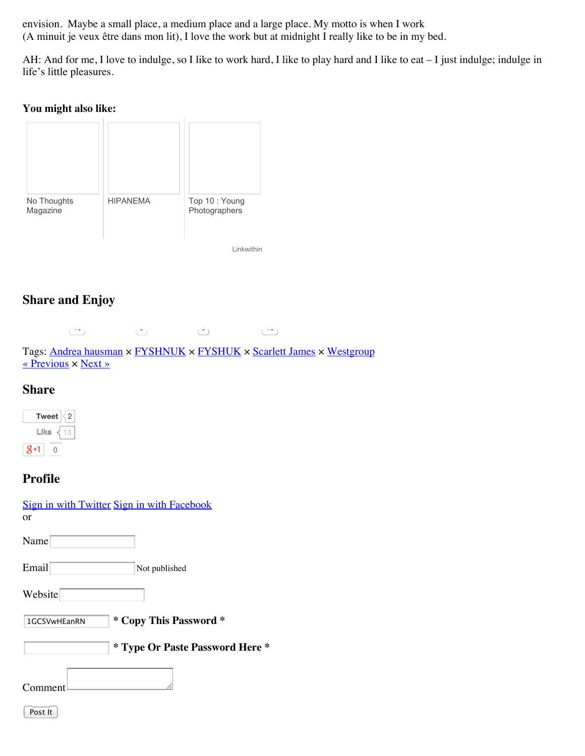envision. Maybe a small place, a medium place and a large place. My motto is when I work (A minuit je veux être dans mon lit), I love the work but at midnight I really like to be in my bed.

AH: And for me, I love to indulge, so I like to work hard, I like to play hard and I like to eat – I just indulge; indulge in life's little pleasures.

**You might also like:**

No Thoughts Magazine

HIPANEMA

Top 10 : Young Photographers

Linkwithin

## Share and Enjoy

Tags: Andrea hausman × FYSHNUK × FYSHUK × Scarlett James × Westgroup
« Previous × Next »

## Share

Tweet 2
Like 13
+1 0

## Profile

Sign in with Twitter Sign in with Facebook
or

Name

Email Not published

Website

1GCSVwHEanRN **\* Copy This Password \***

**\* Type Or Paste Password Here \***

Comment

Post It